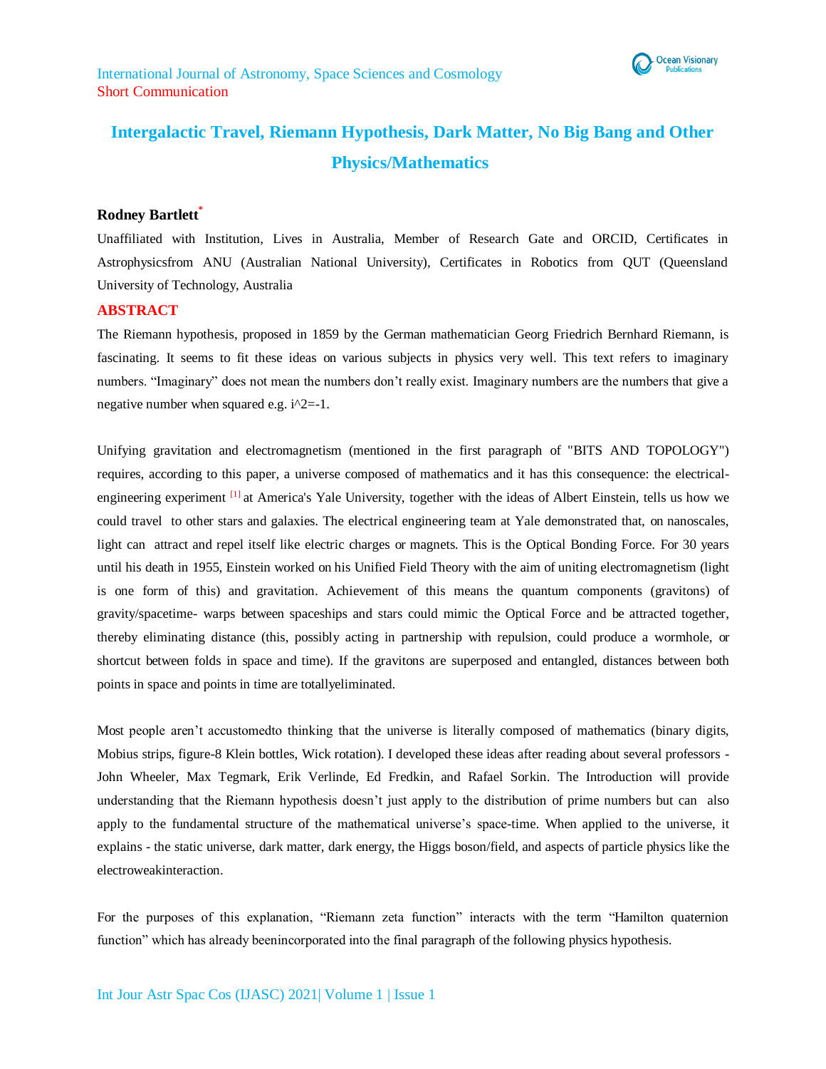International Journal of Astronomy, Space Sciences and Cosmology
Short Communication

# Intergalactic Travel, Riemann Hypothesis, Dark Matter, No Big Bang and Other Physics/Mathematics

**Rodney Bartlett***

Unaffiliated with Institution, Lives in Australia, Member of Research Gate and ORCID, Certificates in Astrophysicsfrom ANU (Australian National University), Certificates in Robotics from QUT (Queensland University of Technology, Australia

## ABSTRACT

The Riemann hypothesis, proposed in 1859 by the German mathematician Georg Friedrich Bernhard Riemann, is fascinating. It seems to fit these ideas on various subjects in physics very well. This text refers to imaginary numbers. "Imaginary" does not mean the numbers don't really exist. Imaginary numbers are the numbers that give a negative number when squared e.g. i^2=-1.

Unifying gravitation and electromagnetism (mentioned in the first paragraph of "BITS AND TOPOLOGY") requires, according to this paper, a universe composed of mathematics and it has this consequence: the electrical-engineering experiment [1] at America's Yale University, together with the ideas of Albert Einstein, tells us how we could travel to other stars and galaxies. The electrical engineering team at Yale demonstrated that, on nanoscales, light can attract and repel itself like electric charges or magnets. This is the Optical Bonding Force. For 30 years until his death in 1955, Einstein worked on his Unified Field Theory with the aim of uniting electromagnetism (light is one form of this) and gravitation. Achievement of this means the quantum components (gravitons) of gravity/spacetime- warps between spaceships and stars could mimic the Optical Force and be attracted together, thereby eliminating distance (this, possibly acting in partnership with repulsion, could produce a wormhole, or shortcut between folds in space and time). If the gravitons are superposed and entangled, distances between both points in space and points in time are totallyeliminated.

Most people aren't accustomedto thinking that the universe is literally composed of mathematics (binary digits, Mobius strips, figure-8 Klein bottles, Wick rotation). I developed these ideas after reading about several professors - John Wheeler, Max Tegmark, Erik Verlinde, Ed Fredkin, and Rafael Sorkin. The Introduction will provide understanding that the Riemann hypothesis doesn't just apply to the distribution of prime numbers but can also apply to the fundamental structure of the mathematical universe's space-time. When applied to the universe, it explains - the static universe, dark matter, dark energy, the Higgs boson/field, and aspects of particle physics like the electroweakinteraction.

For the purposes of this explanation, "Riemann zeta function" interacts with the term "Hamilton quaternion function" which has already beenincorporated into the final paragraph of the following physics hypothesis.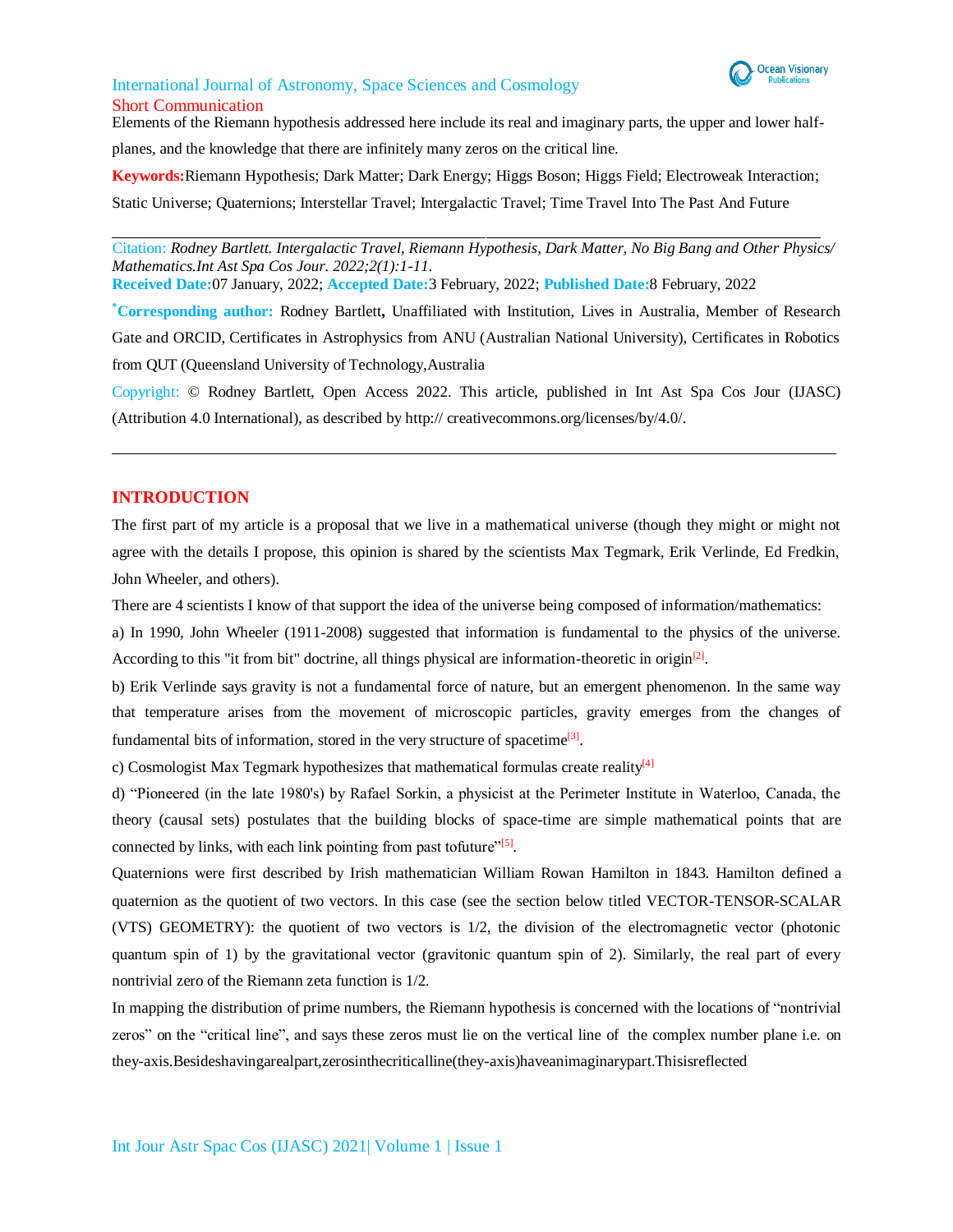Elements of the Riemann hypothesis addressed here include its real and imaginary parts, the upper and lower half-planes, and the knowledge that there are infinitely many zeros on the critical line.

**Keywords:** Riemann Hypothesis; Dark Matter; Dark Energy; Higgs Boson; Higgs Field; Electroweak Interaction; Static Universe; Quaternions; Interstellar Travel; Intergalactic Travel; Time Travel Into The Past And Future

---

Citation: *Rodney Bartlett. Intergalactic Travel, Riemann Hypothesis, Dark Matter, No Big Bang and Other Physics/ Mathematics.Int Ast Spa Cos Jour. 2022;2(1):1-11.*

**Received Date:** 07 January, 2022; **Accepted Date:** 3 February, 2022; **Published Date:** 8 February, 2022

***Corresponding author:** Rodney Bartlett, Unaffiliated with Institution, Lives in Australia, Member of Research Gate and ORCID, Certificates in Astrophysics from ANU (Australian National University), Certificates in Robotics from QUT (Queensland University of Technology,Australia

Copyright: © Rodney Bartlett, Open Access 2022. This article, published in Int Ast Spa Cos Jour (IJASC) (Attribution 4.0 International), as described by http:// creativecommons.org/licenses/by/4.0/.

---

## INTRODUCTION

The first part of my article is a proposal that we live in a mathematical universe (though they might or might not agree with the details I propose, this opinion is shared by the scientists Max Tegmark, Erik Verlinde, Ed Fredkin, John Wheeler, and others).

There are 4 scientists I know of that support the idea of the universe being composed of information/mathematics:

a) In 1990, John Wheeler (1911-2008) suggested that information is fundamental to the physics of the universe. According to this "it from bit" doctrine, all things physical are information-theoretic in origin[2].

b) Erik Verlinde says gravity is not a fundamental force of nature, but an emergent phenomenon. In the same way that temperature arises from the movement of microscopic particles, gravity emerges from the changes of fundamental bits of information, stored in the very structure of spacetime[3].

c) Cosmologist Max Tegmark hypothesizes that mathematical formulas create reality[4]

d) "Pioneered (in the late 1980's) by Rafael Sorkin, a physicist at the Perimeter Institute in Waterloo, Canada, the theory (causal sets) postulates that the building blocks of space-time are simple mathematical points that are connected by links, with each link pointing from past tofuture"[5].

Quaternions were first described by Irish mathematician William Rowan Hamilton in 1843. Hamilton defined a quaternion as the quotient of two vectors. In this case (see the section below titled VECTOR-TENSOR-SCALAR (VTS) GEOMETRY): the quotient of two vectors is 1/2, the division of the electromagnetic vector (photonic quantum spin of 1) by the gravitational vector (gravitonic quantum spin of 2). Similarly, the real part of every nontrivial zero of the Riemann zeta function is 1/2.

In mapping the distribution of prime numbers, the Riemann hypothesis is concerned with the locations of "nontrivial zeros" on the "critical line", and says these zeros must lie on the vertical line of the complex number plane i.e. on they-axis.Besideshavingarealpart,zerosinthecriticalline(they-axis)haveanimaginarypart.Thisisreflected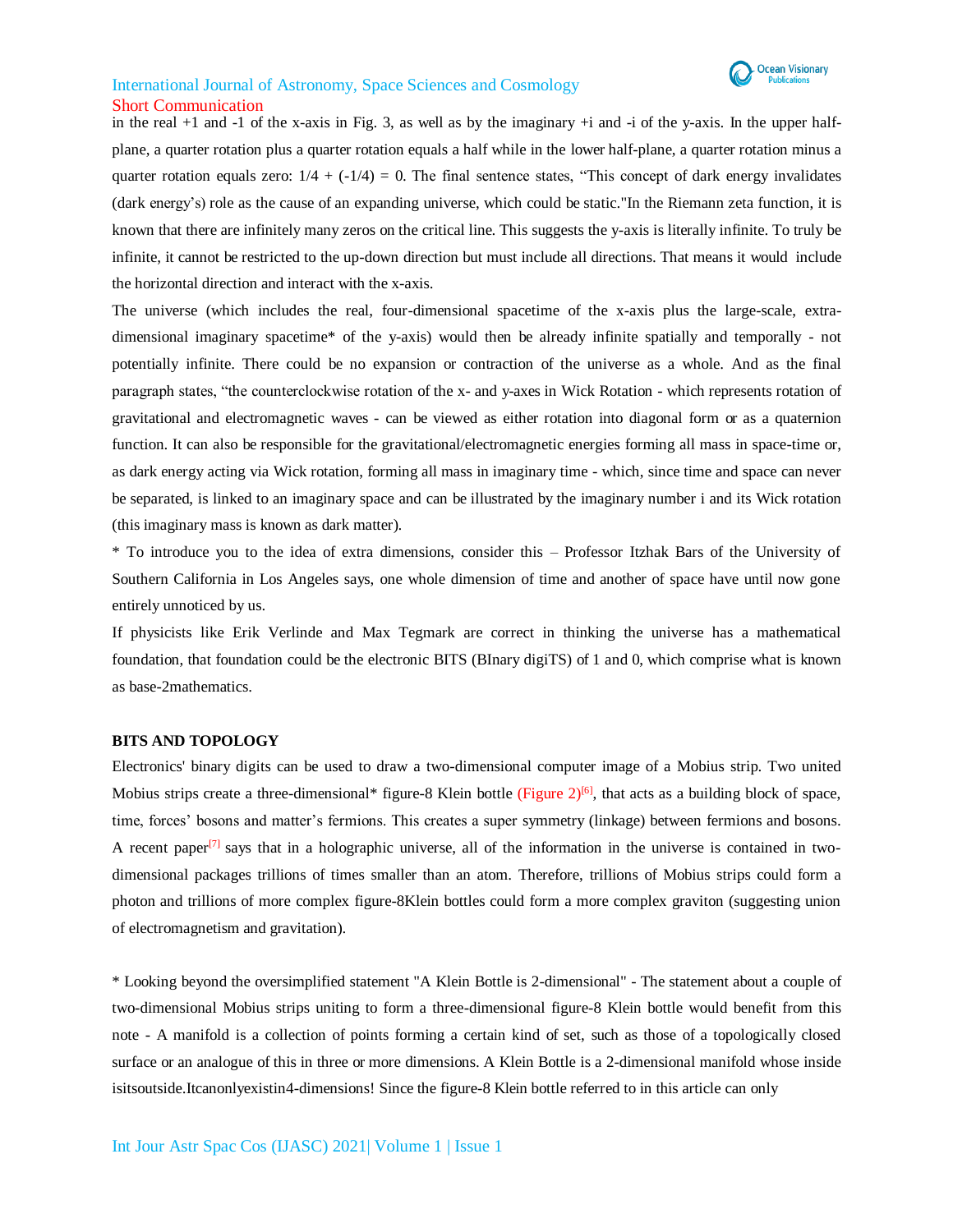in the real +1 and -1 of the x-axis in Fig. 3, as well as by the imaginary +i and -i of the y-axis. In the upper half-plane, a quarter rotation plus a quarter rotation equals a half while in the lower half-plane, a quarter rotation minus a quarter rotation equals zero: $1/4 + (-1/4) = 0$. The final sentence states, "This concept of dark energy invalidates (dark energy's) role as the cause of an expanding universe, which could be static."In the Riemann zeta function, it is known that there are infinitely many zeros on the critical line. This suggests the y-axis is literally infinite. To truly be infinite, it cannot be restricted to the up-down direction but must include all directions. That means it would include the horizontal direction and interact with the x-axis.

The universe (which includes the real, four-dimensional spacetime of the x-axis plus the large-scale, extra-dimensional imaginary spacetime* of the y-axis) would then be already infinite spatially and temporally - not potentially infinite. There could be no expansion or contraction of the universe as a whole. And as the final paragraph states, "the counterclockwise rotation of the x- and y-axes in Wick Rotation - which represents rotation of gravitational and electromagnetic waves - can be viewed as either rotation into diagonal form or as a quaternion function. It can also be responsible for the gravitational/electromagnetic energies forming all mass in space-time or, as dark energy acting via Wick rotation, forming all mass in imaginary time - which, since time and space can never be separated, is linked to an imaginary space and can be illustrated by the imaginary number i and its Wick rotation (this imaginary mass is known as dark matter).

* To introduce you to the idea of extra dimensions, consider this – Professor Itzhak Bars of the University of Southern California in Los Angeles says, one whole dimension of time and another of space have until now gone entirely unnoticed by us.

If physicists like Erik Verlinde and Max Tegmark are correct in thinking the universe has a mathematical foundation, that foundation could be the electronic BITS (BInary digiTS) of 1 and 0, which comprise what is known as base-2mathematics.

## BITS AND TOPOLOGY

Electronics' binary digits can be used to draw a two-dimensional computer image of a Mobius strip. Two united Mobius strips create a three-dimensional* figure-8 Klein bottle (Figure 2)[6], that acts as a building block of space, time, forces' bosons and matter's fermions. This creates a super symmetry (linkage) between fermions and bosons. A recent paper[7] says that in a holographic universe, all of the information in the universe is contained in two-dimensional packages trillions of times smaller than an atom. Therefore, trillions of Mobius strips could form a photon and trillions of more complex figure-8Klein bottles could form a more complex graviton (suggesting union of electromagnetism and gravitation).

* Looking beyond the oversimplified statement "A Klein Bottle is 2-dimensional" - The statement about a couple of two-dimensional Mobius strips uniting to form a three-dimensional figure-8 Klein bottle would benefit from this note - A manifold is a collection of points forming a certain kind of set, such as those of a topologically closed surface or an analogue of this in three or more dimensions. A Klein Bottle is a 2-dimensional manifold whose inside isitsoutside.Itcanonlyexistin4-dimensions! Since the figure-8 Klein bottle referred to in this article can only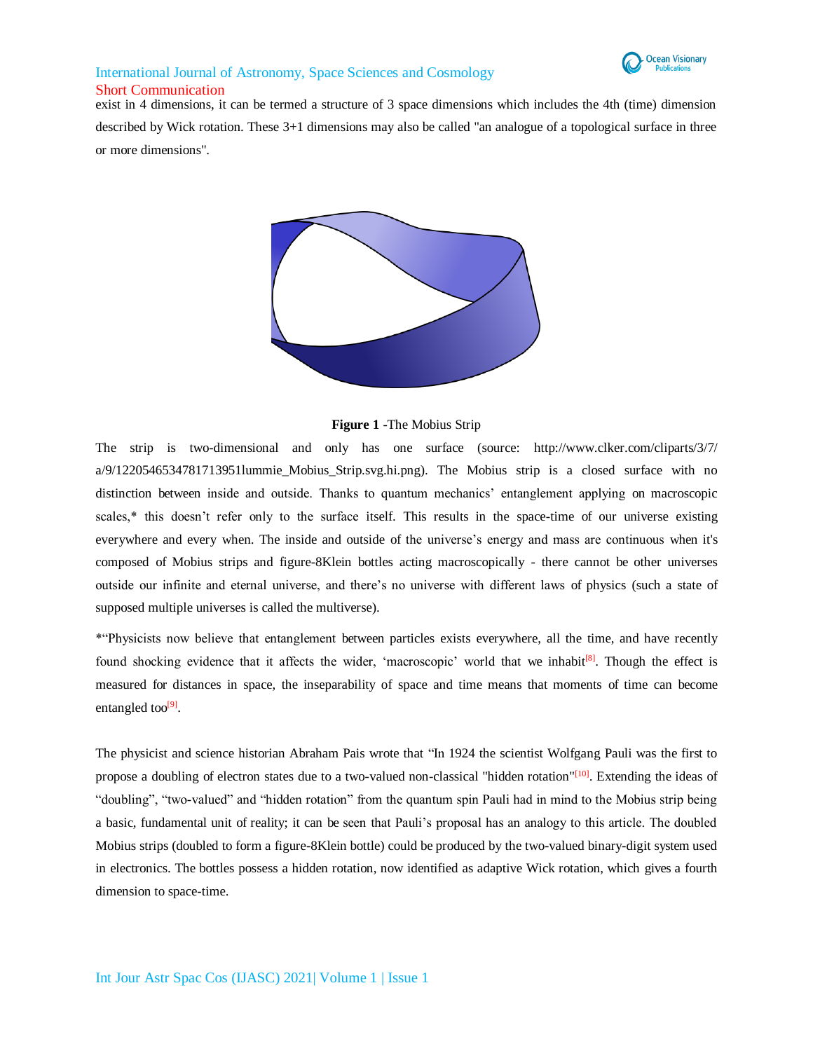exist in 4 dimensions, it can be termed a structure of 3 space dimensions which includes the 4th (time) dimension described by Wick rotation. These 3+1 dimensions may also be called "an analogue of a topological surface in three or more dimensions".

**Figure 1** -The Mobius Strip

The strip is two-dimensional and only has one surface (source: http://www.clker.com/cliparts/3/7/a/9/1220546534781713951lummie_Mobius_Strip.svg.hi.png). The Mobius strip is a closed surface with no distinction between inside and outside. Thanks to quantum mechanics' entanglement applying on macroscopic scales,* this doesn't refer only to the surface itself. This results in the space-time of our universe existing everywhere and every when. The inside and outside of the universe's energy and mass are continuous when it's composed of Mobius strips and figure-8Klein bottles acting macroscopically - there cannot be other universes outside our infinite and eternal universe, and there's no universe with different laws of physics (such a state of supposed multiple universes is called the multiverse).

*"Physicists now believe that entanglement between particles exists everywhere, all the time, and have recently found shocking evidence that it affects the wider, 'macroscopic' world that we inhabit[8]. Though the effect is measured for distances in space, the inseparability of space and time means that moments of time can become entangled too[9].

The physicist and science historian Abraham Pais wrote that "In 1924 the scientist Wolfgang Pauli was the first to propose a doubling of electron states due to a two-valued non-classical "hidden rotation"[10]. Extending the ideas of "doubling", "two-valued" and "hidden rotation" from the quantum spin Pauli had in mind to the Mobius strip being a basic, fundamental unit of reality; it can be seen that Pauli's proposal has an analogy to this article. The doubled Mobius strips (doubled to form a figure-8Klein bottle) could be produced by the two-valued binary-digit system used in electronics. The bottles possess a hidden rotation, now identified as adaptive Wick rotation, which gives a fourth dimension to space-time.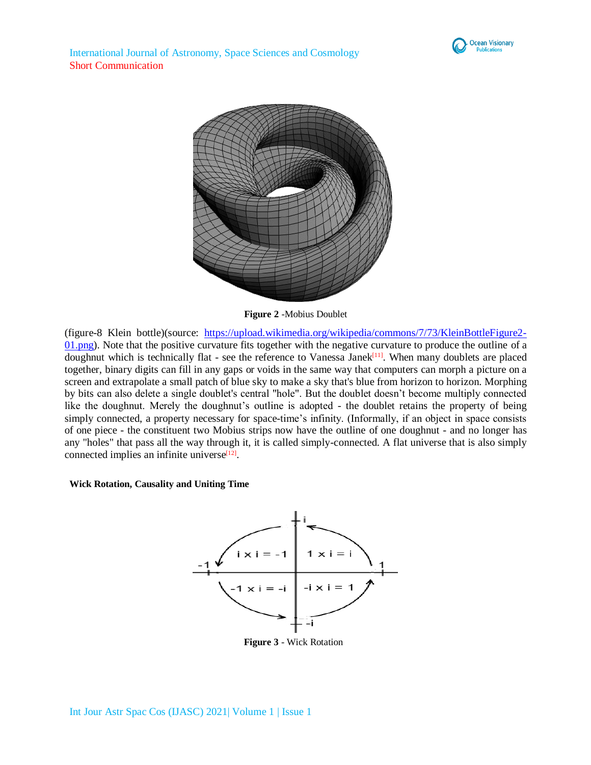**Figure 2** -Mobius Doublet

(figure-8 Klein bottle)(source: [https://upload.wikimedia.org/wikipedia/commons/7/73/KleinBottleFigure2-01.png](https://upload.wikimedia.org/wikipedia/commons/7/73/KleinBottleFigure2-01.png)). Note that the positive curvature fits together with the negative curvature to produce the outline of a doughnut which is technically flat - see the reference to Vanessa Janek[11]. When many doublets are placed together, binary digits can fill in any gaps or voids in the same way that computers can morph a picture on a screen and extrapolate a small patch of blue sky to make a sky that's blue from horizon to horizon. Morphing by bits can also delete a single doublet's central "hole". But the doublet doesn't become multiply connected like the doughnut. Merely the doughnut's outline is adopted - the doublet retains the property of being simply connected, a property necessary for space-time's infinity. (Informally, if an object in space consists of one piece - the constituent two Mobius strips now have the outline of one doughnut - and no longer has any "holes" that pass all the way through it, it is called simply-connected. A flat universe that is also simply connected implies an infinite universe[12].

**Wick Rotation, Causality and Uniting Time**

**Figure 3** - Wick Rotation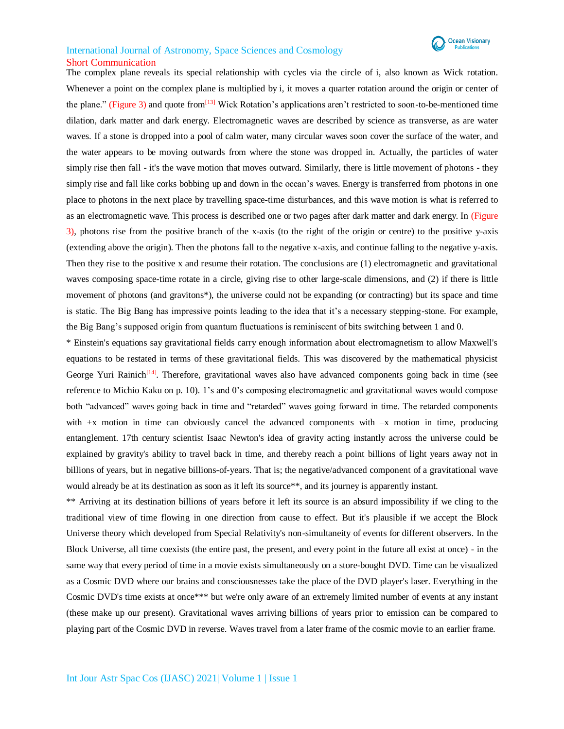The complex plane reveals its special relationship with cycles via the circle of i, also known as Wick rotation. Whenever a point on the complex plane is multiplied by i, it moves a quarter rotation around the origin or center of the plane." (Figure 3) and quote from[13] Wick Rotation's applications aren't restricted to soon-to-be-mentioned time dilation, dark matter and dark energy. Electromagnetic waves are described by science as transverse, as are water waves. If a stone is dropped into a pool of calm water, many circular waves soon cover the surface of the water, and the water appears to be moving outwards from where the stone was dropped in. Actually, the particles of water simply rise then fall - it's the wave motion that moves outward. Similarly, there is little movement of photons - they simply rise and fall like corks bobbing up and down in the ocean's waves. Energy is transferred from photons in one place to photons in the next place by travelling space-time disturbances, and this wave motion is what is referred to as an electromagnetic wave. This process is described one or two pages after dark matter and dark energy. In (Figure 3), photons rise from the positive branch of the x-axis (to the right of the origin or centre) to the positive y-axis (extending above the origin). Then the photons fall to the negative x-axis, and continue falling to the negative y-axis. Then they rise to the positive x and resume their rotation. The conclusions are (1) electromagnetic and gravitational waves composing space-time rotate in a circle, giving rise to other large-scale dimensions, and (2) if there is little movement of photons (and gravitons*), the universe could not be expanding (or contracting) but its space and time is static. The Big Bang has impressive points leading to the idea that it's a necessary stepping-stone. For example, the Big Bang's supposed origin from quantum fluctuations is reminiscent of bits switching between 1 and 0.

* Einstein's equations say gravitational fields carry enough information about electromagnetism to allow Maxwell's equations to be restated in terms of these gravitational fields. This was discovered by the mathematical physicist George Yuri Rainich[14]. Therefore, gravitational waves also have advanced components going back in time (see reference to Michio Kaku on p. 10). 1's and 0's composing electromagnetic and gravitational waves would compose both "advanced" waves going back in time and "retarded" waves going forward in time. The retarded components with +x motion in time can obviously cancel the advanced components with –x motion in time, producing entanglement. 17th century scientist Isaac Newton's idea of gravity acting instantly across the universe could be explained by gravity's ability to travel back in time, and thereby reach a point billions of light years away not in billions of years, but in negative billions-of-years. That is; the negative/advanced component of a gravitational wave would already be at its destination as soon as it left its source**, and its journey is apparently instant.

** Arriving at its destination billions of years before it left its source is an absurd impossibility if we cling to the traditional view of time flowing in one direction from cause to effect. But it's plausible if we accept the Block Universe theory which developed from Special Relativity's non-simultaneity of events for different observers. In the Block Universe, all time coexists (the entire past, the present, and every point in the future all exist at once) - in the same way that every period of time in a movie exists simultaneously on a store-bought DVD. Time can be visualized as a Cosmic DVD where our brains and consciousnesses take the place of the DVD player's laser. Everything in the Cosmic DVD's time exists at once*** but we're only aware of an extremely limited number of events at any instant (these make up our present). Gravitational waves arriving billions of years prior to emission can be compared to playing part of the Cosmic DVD in reverse. Waves travel from a later frame of the cosmic movie to an earlier frame.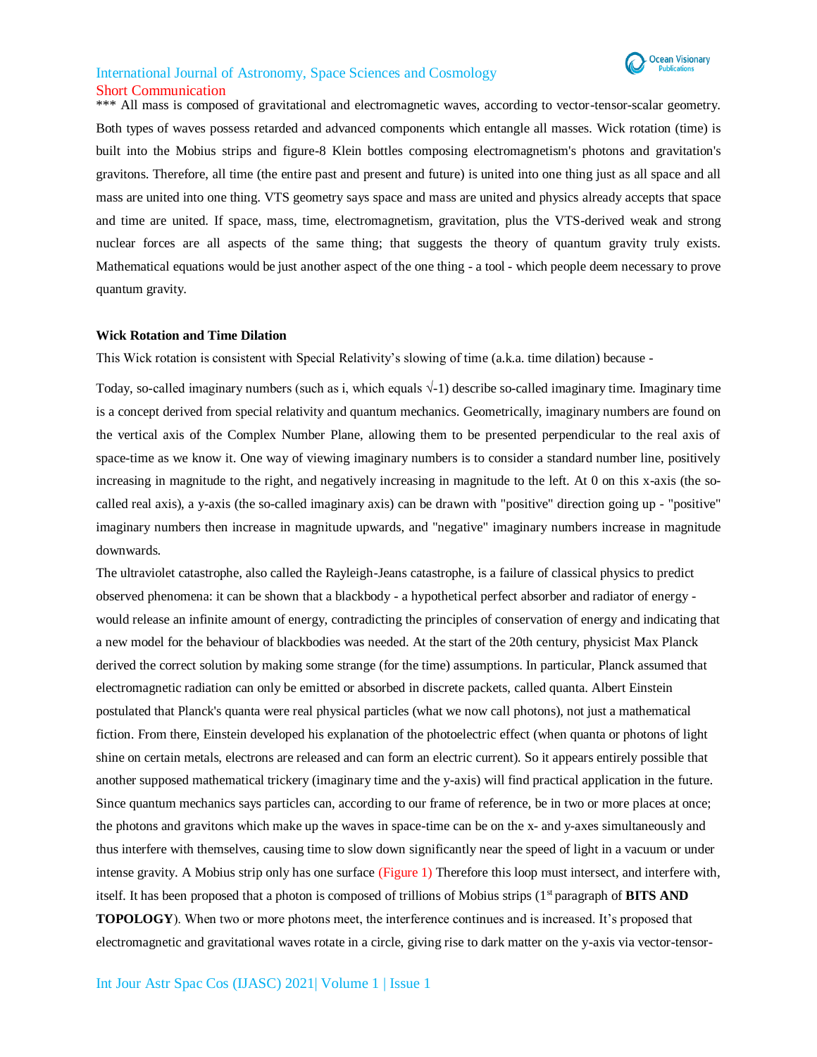*** All mass is composed of gravitational and electromagnetic waves, according to vector-tensor-scalar geometry. Both types of waves possess retarded and advanced components which entangle all masses. Wick rotation (time) is built into the Mobius strips and figure-8 Klein bottles composing electromagnetism's photons and gravitation's gravitons. Therefore, all time (the entire past and present and future) is united into one thing just as all space and all mass are united into one thing. VTS geometry says space and mass are united and physics already accepts that space and time are united. If space, mass, time, electromagnetism, gravitation, plus the VTS-derived weak and strong nuclear forces are all aspects of the same thing; that suggests the theory of quantum gravity truly exists. Mathematical equations would be just another aspect of the one thing - a tool - which people deem necessary to prove quantum gravity.

**Wick Rotation and Time Dilation**

This Wick rotation is consistent with Special Relativity's slowing of time (a.k.a. time dilation) because -

Today, so-called imaginary numbers (such as i, which equals $\sqrt{-1}$) describe so-called imaginary time. Imaginary time is a concept derived from special relativity and quantum mechanics. Geometrically, imaginary numbers are found on the vertical axis of the Complex Number Plane, allowing them to be presented perpendicular to the real axis of space-time as we know it. One way of viewing imaginary numbers is to consider a standard number line, positively increasing in magnitude to the right, and negatively increasing in magnitude to the left. At 0 on this x-axis (the so-called real axis), a y-axis (the so-called imaginary axis) can be drawn with "positive" direction going up - "positive" imaginary numbers then increase in magnitude upwards, and "negative" imaginary numbers increase in magnitude downwards.

The ultraviolet catastrophe, also called the Rayleigh-Jeans catastrophe, is a failure of classical physics to predict observed phenomena: it can be shown that a blackbody - a hypothetical perfect absorber and radiator of energy - would release an infinite amount of energy, contradicting the principles of conservation of energy and indicating that a new model for the behaviour of blackbodies was needed. At the start of the 20th century, physicist Max Planck derived the correct solution by making some strange (for the time) assumptions. In particular, Planck assumed that electromagnetic radiation can only be emitted or absorbed in discrete packets, called quanta. Albert Einstein postulated that Planck's quanta were real physical particles (what we now call photons), not just a mathematical fiction. From there, Einstein developed his explanation of the photoelectric effect (when quanta or photons of light shine on certain metals, electrons are released and can form an electric current). So it appears entirely possible that another supposed mathematical trickery (imaginary time and the y-axis) will find practical application in the future. Since quantum mechanics says particles can, according to our frame of reference, be in two or more places at once; the photons and gravitons which make up the waves in space-time can be on the x- and y-axes simultaneously and thus interfere with themselves, causing time to slow down significantly near the speed of light in a vacuum or under intense gravity. A Mobius strip only has one surface (Figure 1) Therefore this loop must intersect, and interfere with, itself. It has been proposed that a photon is composed of trillions of Mobius strips (1st paragraph of **BITS AND TOPOLOGY**). When two or more photons meet, the interference continues and is increased. It's proposed that electromagnetic and gravitational waves rotate in a circle, giving rise to dark matter on the y-axis via vector-tensor-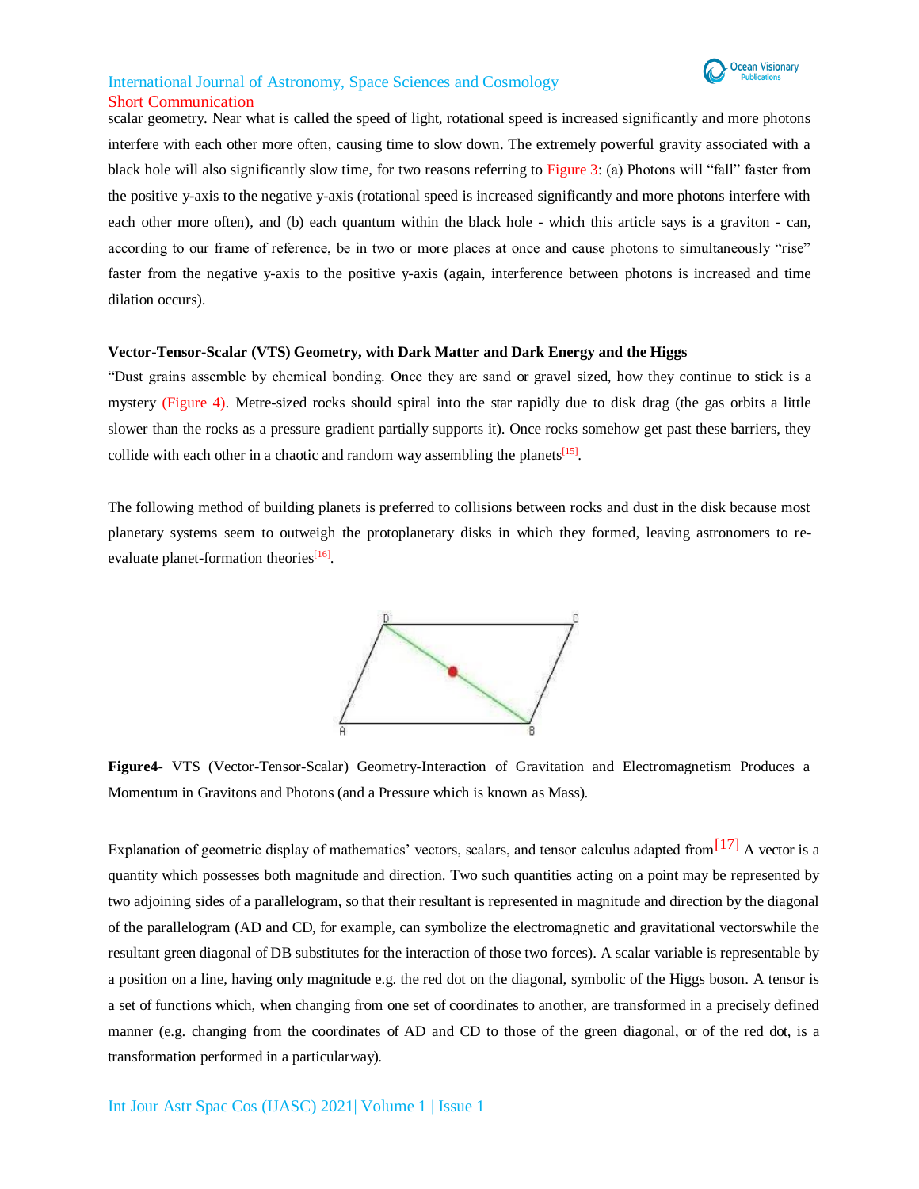scalar geometry. Near what is called the speed of light, rotational speed is increased significantly and more photons interfere with each other more often, causing time to slow down. The extremely powerful gravity associated with a black hole will also significantly slow time, for two reasons referring to Figure 3: (a) Photons will "fall" faster from the positive y-axis to the negative y-axis (rotational speed is increased significantly and more photons interfere with each other more often), and (b) each quantum within the black hole - which this article says is a graviton - can, according to our frame of reference, be in two or more places at once and cause photons to simultaneously "rise" faster from the negative y-axis to the positive y-axis (again, interference between photons is increased and time dilation occurs).

**Vector-Tensor-Scalar (VTS) Geometry, with Dark Matter and Dark Energy and the Higgs**

"Dust grains assemble by chemical bonding. Once they are sand or gravel sized, how they continue to stick is a mystery (Figure 4). Metre-sized rocks should spiral into the star rapidly due to disk drag (the gas orbits a little slower than the rocks as a pressure gradient partially supports it). Once rocks somehow get past these barriers, they collide with each other in a chaotic and random way assembling the planets[15].

The following method of building planets is preferred to collisions between rocks and dust in the disk because most planetary systems seem to outweigh the protoplanetary disks in which they formed, leaving astronomers to re-evaluate planet-formation theories[16].

**Figure4**- VTS (Vector-Tensor-Scalar) Geometry-Interaction of Gravitation and Electromagnetism Produces a Momentum in Gravitons and Photons (and a Pressure which is known as Mass).

Explanation of geometric display of mathematics' vectors, scalars, and tensor calculus adapted from[17] A vector is a quantity which possesses both magnitude and direction. Two such quantities acting on a point may be represented by two adjoining sides of a parallelogram, so that their resultant is represented in magnitude and direction by the diagonal of the parallelogram (AD and CD, for example, can symbolize the electromagnetic and gravitational vectorswhile the resultant green diagonal of DB substitutes for the interaction of those two forces). A scalar variable is representable by a position on a line, having only magnitude e.g. the red dot on the diagonal, symbolic of the Higgs boson. A tensor is a set of functions which, when changing from one set of coordinates to another, are transformed in a precisely defined manner (e.g. changing from the coordinates of AD and CD to those of the green diagonal, or of the red dot, is a transformation performed in a particularway).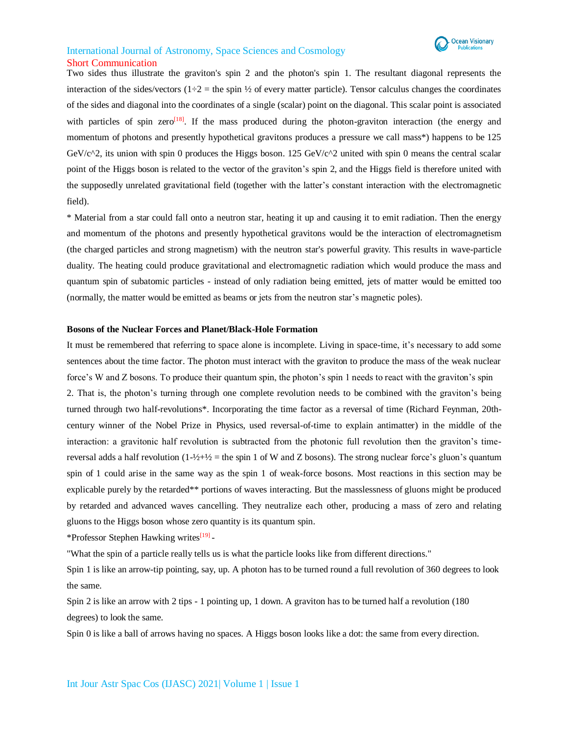Two sides thus illustrate the graviton's spin 2 and the photon's spin 1. The resultant diagonal represents the interaction of the sides/vectors (1÷2 = the spin ½ of every matter particle). Tensor calculus changes the coordinates of the sides and diagonal into the coordinates of a single (scalar) point on the diagonal. This scalar point is associated with particles of spin zero[18]. If the mass produced during the photon-graviton interaction (the energy and momentum of photons and presently hypothetical gravitons produces a pressure we call mass*) happens to be 125 GeV/c^2, its union with spin 0 produces the Higgs boson. 125 GeV/c^2 united with spin 0 means the central scalar point of the Higgs boson is related to the vector of the graviton's spin 2, and the Higgs field is therefore united with the supposedly unrelated gravitational field (together with the latter's constant interaction with the electromagnetic field).

* Material from a star could fall onto a neutron star, heating it up and causing it to emit radiation. Then the energy and momentum of the photons and presently hypothetical gravitons would be the interaction of electromagnetism (the charged particles and strong magnetism) with the neutron star's powerful gravity. This results in wave-particle duality. The heating could produce gravitational and electromagnetic radiation which would produce the mass and quantum spin of subatomic particles - instead of only radiation being emitted, jets of matter would be emitted too (normally, the matter would be emitted as beams or jets from the neutron star's magnetic poles).

**Bosons of the Nuclear Forces and Planet/Black-Hole Formation**

It must be remembered that referring to space alone is incomplete. Living in space-time, it's necessary to add some sentences about the time factor. The photon must interact with the graviton to produce the mass of the weak nuclear force's W and Z bosons. To produce their quantum spin, the photon's spin 1 needs to react with the graviton's spin 2. That is, the photon's turning through one complete revolution needs to be combined with the graviton's being turned through two half-revolutions*. Incorporating the time factor as a reversal of time (Richard Feynman, 20th-century winner of the Nobel Prize in Physics, used reversal-of-time to explain antimatter) in the middle of the interaction: a gravitonic half revolution is subtracted from the photonic full revolution then the graviton's time-reversal adds a half revolution (1-½+½ = the spin 1 of W and Z bosons). The strong nuclear force's gluon's quantum spin of 1 could arise in the same way as the spin 1 of weak-force bosons. Most reactions in this section may be explicable purely by the retarded** portions of waves interacting. But the masslessness of gluons might be produced by retarded and advanced waves cancelling. They neutralize each other, producing a mass of zero and relating gluons to the Higgs boson whose zero quantity is its quantum spin.

*Professor Stephen Hawking writes[19] -

"What the spin of a particle really tells us is what the particle looks like from different directions."

Spin 1 is like an arrow-tip pointing, say, up. A photon has to be turned round a full revolution of 360 degrees to look the same.

Spin 2 is like an arrow with 2 tips - 1 pointing up, 1 down. A graviton has to be turned half a revolution (180 degrees) to look the same.

Spin 0 is like a ball of arrows having no spaces. A Higgs boson looks like a dot: the same from every direction.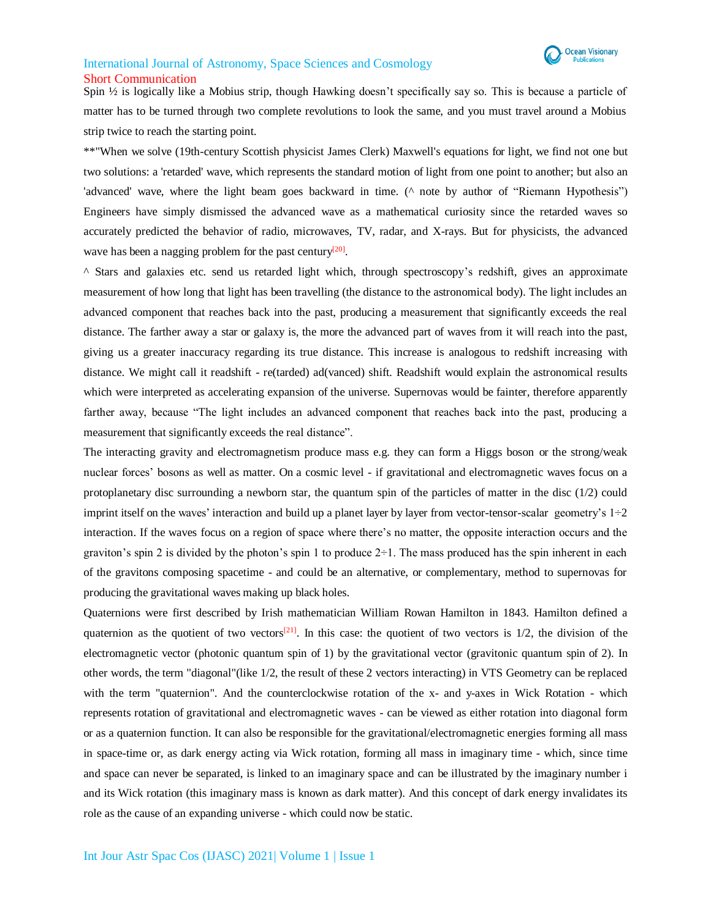Spin ½ is logically like a Mobius strip, though Hawking doesn't specifically say so. This is because a particle of matter has to be turned through two complete revolutions to look the same, and you must travel around a Mobius strip twice to reach the starting point.

**"When we solve (19th-century Scottish physicist James Clerk) Maxwell's equations for light, we find not one but two solutions: a 'retarded' wave, which represents the standard motion of light from one point to another; but also an 'advanced' wave, where the light beam goes backward in time. (^ note by author of "Riemann Hypothesis") Engineers have simply dismissed the advanced wave as a mathematical curiosity since the retarded waves so accurately predicted the behavior of radio, microwaves, TV, radar, and X-rays. But for physicists, the advanced wave has been a nagging problem for the past century[20].

^ Stars and galaxies etc. send us retarded light which, through spectroscopy's redshift, gives an approximate measurement of how long that light has been travelling (the distance to the astronomical body). The light includes an advanced component that reaches back into the past, producing a measurement that significantly exceeds the real distance. The farther away a star or galaxy is, the more the advanced part of waves from it will reach into the past, giving us a greater inaccuracy regarding its true distance. This increase is analogous to redshift increasing with distance. We might call it readshift - re(tarded) ad(vanced) shift. Readshift would explain the astronomical results which were interpreted as accelerating expansion of the universe. Supernovas would be fainter, therefore apparently farther away, because "The light includes an advanced component that reaches back into the past, producing a measurement that significantly exceeds the real distance".

The interacting gravity and electromagnetism produce mass e.g. they can form a Higgs boson or the strong/weak nuclear forces' bosons as well as matter. On a cosmic level - if gravitational and electromagnetic waves focus on a protoplanetary disc surrounding a newborn star, the quantum spin of the particles of matter in the disc (1/2) could imprint itself on the waves' interaction and build up a planet layer by layer from vector-tensor-scalar geometry's 1÷2 interaction. If the waves focus on a region of space where there's no matter, the opposite interaction occurs and the graviton's spin 2 is divided by the photon's spin 1 to produce 2÷1. The mass produced has the spin inherent in each of the gravitons composing spacetime - and could be an alternative, or complementary, method to supernovas for producing the gravitational waves making up black holes.

Quaternions were first described by Irish mathematician William Rowan Hamilton in 1843. Hamilton defined a quaternion as the quotient of two vectors[21]. In this case: the quotient of two vectors is 1/2, the division of the electromagnetic vector (photonic quantum spin of 1) by the gravitational vector (gravitonic quantum spin of 2). In other words, the term "diagonal"(like 1/2, the result of these 2 vectors interacting) in VTS Geometry can be replaced with the term "quaternion". And the counterclockwise rotation of the x- and y-axes in Wick Rotation - which represents rotation of gravitational and electromagnetic waves - can be viewed as either rotation into diagonal form or as a quaternion function. It can also be responsible for the gravitational/electromagnetic energies forming all mass in space-time or, as dark energy acting via Wick rotation, forming all mass in imaginary time - which, since time and space can never be separated, is linked to an imaginary space and can be illustrated by the imaginary number i and its Wick rotation (this imaginary mass is known as dark matter). And this concept of dark energy invalidates its role as the cause of an expanding universe - which could now be static.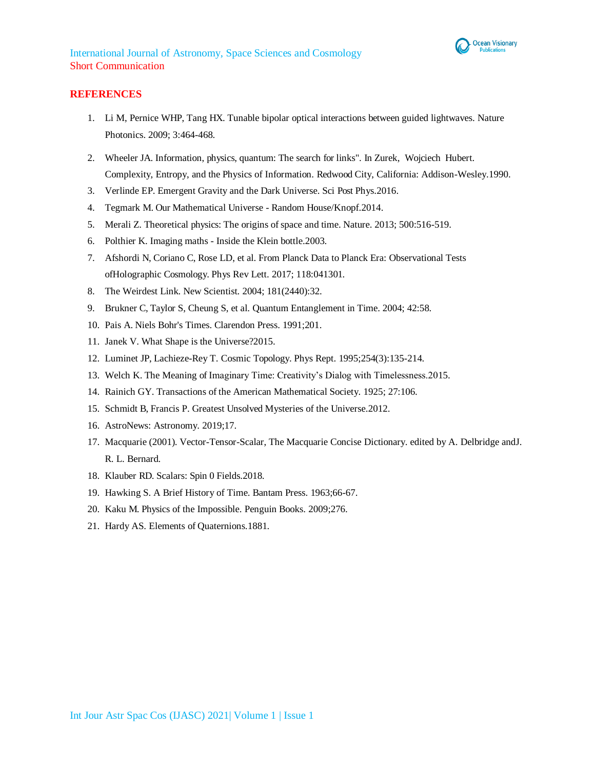## REFERENCES

1. Li M, Pernice WHP, Tang HX. Tunable bipolar optical interactions between guided lightwaves. Nature Photonics. 2009; 3:464-468.
2. Wheeler JA. Information, physics, quantum: The search for links". In Zurek, Wojciech Hubert. Complexity, Entropy, and the Physics of Information. Redwood City, California: Addison-Wesley.1990.
3. Verlinde EP. Emergent Gravity and the Dark Universe. Sci Post Phys.2016.
4. Tegmark M. Our Mathematical Universe - Random House/Knopf.2014.
5. Merali Z. Theoretical physics: The origins of space and time. Nature. 2013; 500:516-519.
6. Polthier K. Imaging maths - Inside the Klein bottle.2003.
7. Afshordi N, Coriano C, Rose LD, et al. From Planck Data to Planck Era: Observational Tests ofHolographic Cosmology. Phys Rev Lett. 2017; 118:041301.
8. The Weirdest Link. New Scientist. 2004; 181(2440):32.
9. Brukner C, Taylor S, Cheung S, et al. Quantum Entanglement in Time. 2004; 42:58.
10. Pais A. Niels Bohr's Times. Clarendon Press. 1991;201.
11. Janek V. What Shape is the Universe?2015.
12. Luminet JP, Lachieze-Rey T. Cosmic Topology. Phys Rept. 1995;254(3):135-214.
13. Welch K. The Meaning of Imaginary Time: Creativity's Dialog with Timelessness.2015.
14. Rainich GY. Transactions of the American Mathematical Society. 1925; 27:106.
15. Schmidt B, Francis P. Greatest Unsolved Mysteries of the Universe.2012.
16. AstroNews: Astronomy. 2019;17.
17. Macquarie (2001). Vector-Tensor-Scalar, The Macquarie Concise Dictionary. edited by A. Delbridge andJ. R. L. Bernard.
18. Klauber RD. Scalars: Spin 0 Fields.2018.
19. Hawking S. A Brief History of Time. Bantam Press. 1963;66-67.
20. Kaku M. Physics of the Impossible. Penguin Books. 2009;276.
21. Hardy AS. Elements of Quaternions.1881.